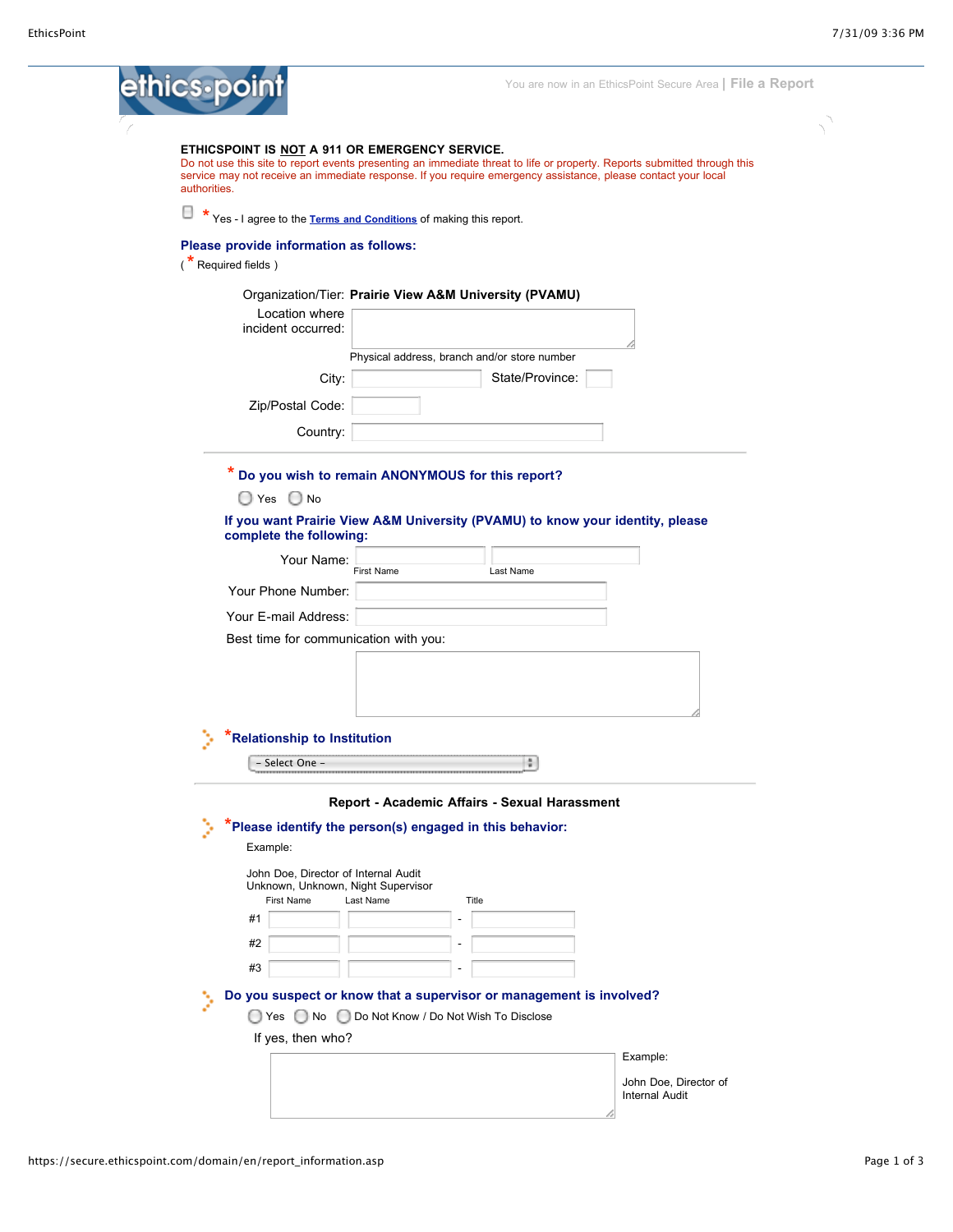ethics·point

You are now in an EthicsPoint Secure Area | **File a Report**

**ETHICSPOINT IS NOT A 911 OR EMERGENCY SERVICE.**

Do not use this site to report events presenting an immediate threat to life or property. Reports submitted through this service may not receive an immediate response. If you require emergency assistance, please contact your local authorities.

☐ * Yes - I agree to the **Terms and Conditions** of making this report.

### Please provide information as follows:

( * Required fields )

Organization/Tier: **Prairie View A&M University (PVAMU)**

Location where incident occurred: \_\_\_\_\_\_\_\_\_\_

Physical address, branch and/or store number

City: \_\_\_\_\_\_\_\_\_\_ State/Province: \_\_\_\_\_\_\_\_\_\_

Zip/Postal Code: \_\_\_\_\_\_\_\_\_\_

Country: \_\_\_\_\_\_\_\_\_\_

---

### * Do you wish to remain ANONYMOUS for this report?

○ Yes ○ No

### If you want Prairie View A&M University (PVAMU) to know your identity, please complete the following:

Your Name: \_\_\_\_\_\_\_\_\_\_ \_\_\_\_\_\_\_\_\_\_
First Name Last Name

Your Phone Number: \_\_\_\_\_\_\_\_\_\_

Your E-mail Address: \_\_\_\_\_\_\_\_\_\_

Best time for communication with you: \_\_\_\_\_\_\_\_\_\_

### *Relationship to Institution

- Select One -

---

**Report - Academic Affairs - Sexual Harassment**

### *Please identify the person(s) engaged in this behavior:

Example:

John Doe, Director of Internal Audit
Unknown, Unknown, Night Supervisor

| | First Name | Last Name | | Title |
|---|---|---|---|---|
| #1 | | | - | |
| #2 | | | - | |
| #3 | | | - | |

### Do you suspect or know that a supervisor or management is involved?

○ Yes ○ No ○ Do Not Know / Do Not Wish To Disclose

If yes, then who? \_\_\_\_\_\_\_\_\_\_

Example:

John Doe, Director of Internal Audit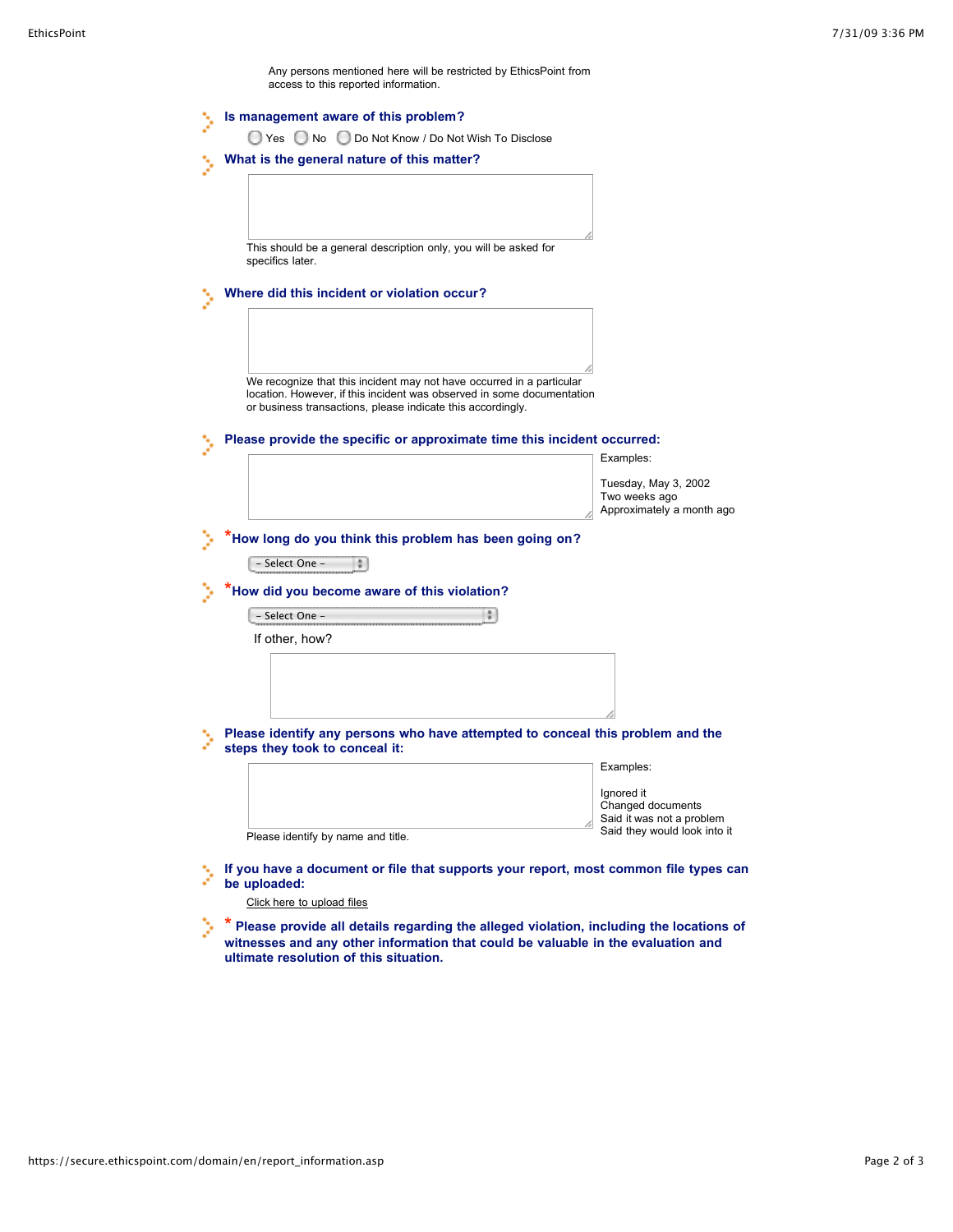Any persons mentioned here will be restricted by EthicsPoint from access to this reported information.

**Is management aware of this problem?**

Yes No Do Not Know / Do Not Wish To Disclose

**What is the general nature of this matter?**

This should be a general description only, you will be asked for specifics later.

**Where did this incident or violation occur?**

We recognize that this incident may not have occurred in a particular location. However, if this incident was observed in some documentation or business transactions, please indicate this accordingly.

**Please provide the specific or approximate time this incident occurred:**

Examples:

Tuesday, May 3, 2002
Two weeks ago
Approximately a month ago

**\*How long do you think this problem has been going on?**

– Select One –

**\*How did you become aware of this violation?**

– Select One –

If other, how?

**Please identify any persons who have attempted to conceal this problem and the steps they took to conceal it:**

Please identify by name and title.

Examples:

Ignored it
Changed documents
Said it was not a problem
Said they would look into it

**If you have a document or file that supports your report, most common file types can be uploaded:**

Click here to upload files

**\* Please provide all details regarding the alleged violation, including the locations of witnesses and any other information that could be valuable in the evaluation and ultimate resolution of this situation.**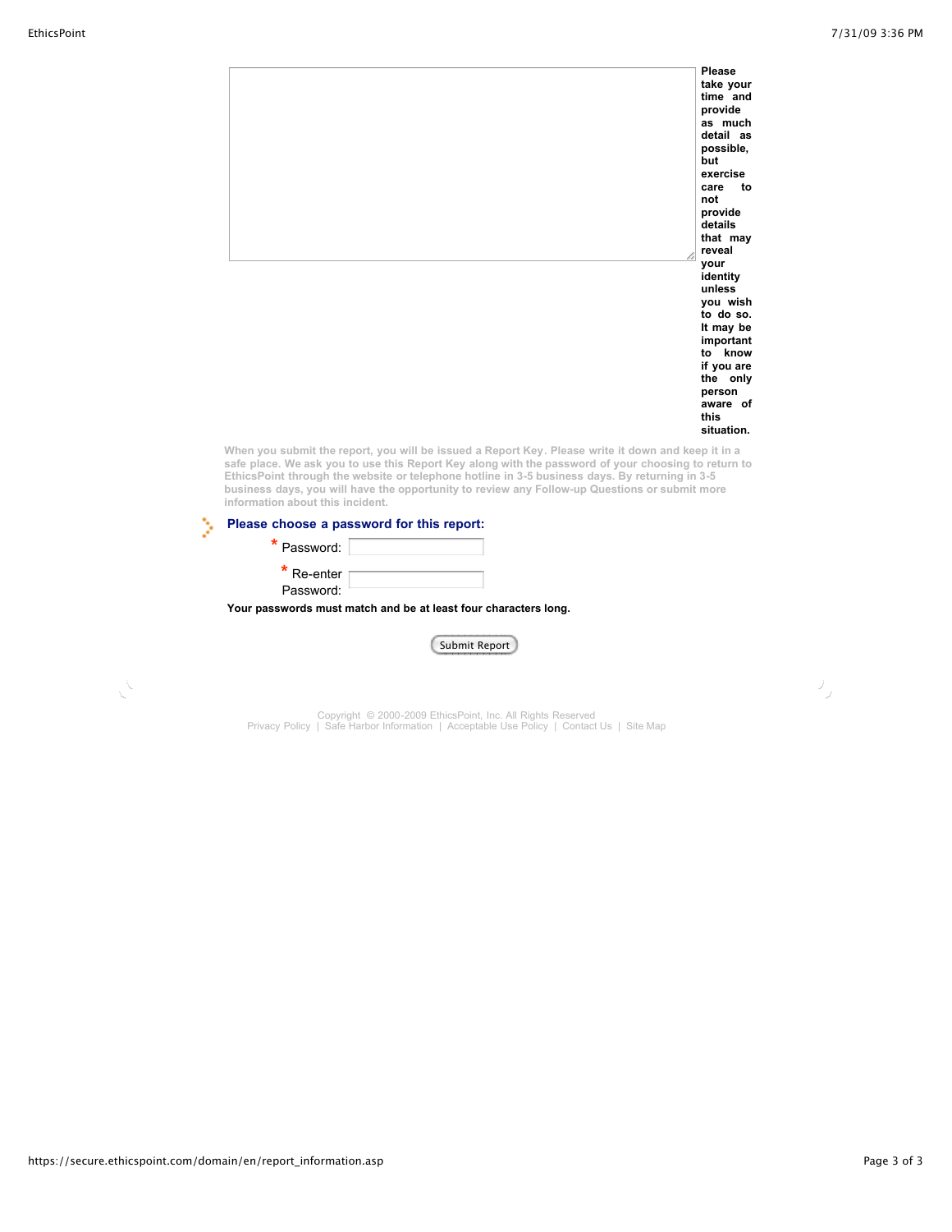**Please take your time and provide as much detail as possible, but exercise care to not provide details that may reveal your identity unless you wish to do so. It may be important to know if you are the only person aware of this situation.**

**When you submit the report, you will be issued a Report Key. Please write it down and keep it in a safe place. We ask you to use this Report Key along with the password of your choosing to return to EthicsPoint through the website or telephone hotline in 3-5 business days. By returning in 3-5 business days, you will have the opportunity to review any Follow-up Questions or submit more information about this incident.**

### Please choose a password for this report:

* Password:

* Re-enter Password:

**Your passwords must match and be at least four characters long.**

Submit Report

Copyright © 2000-2009 EthicsPoint, Inc. All Rights Reserved
Privacy Policy | Safe Harbor Information | Acceptable Use Policy | Contact Us | Site Map